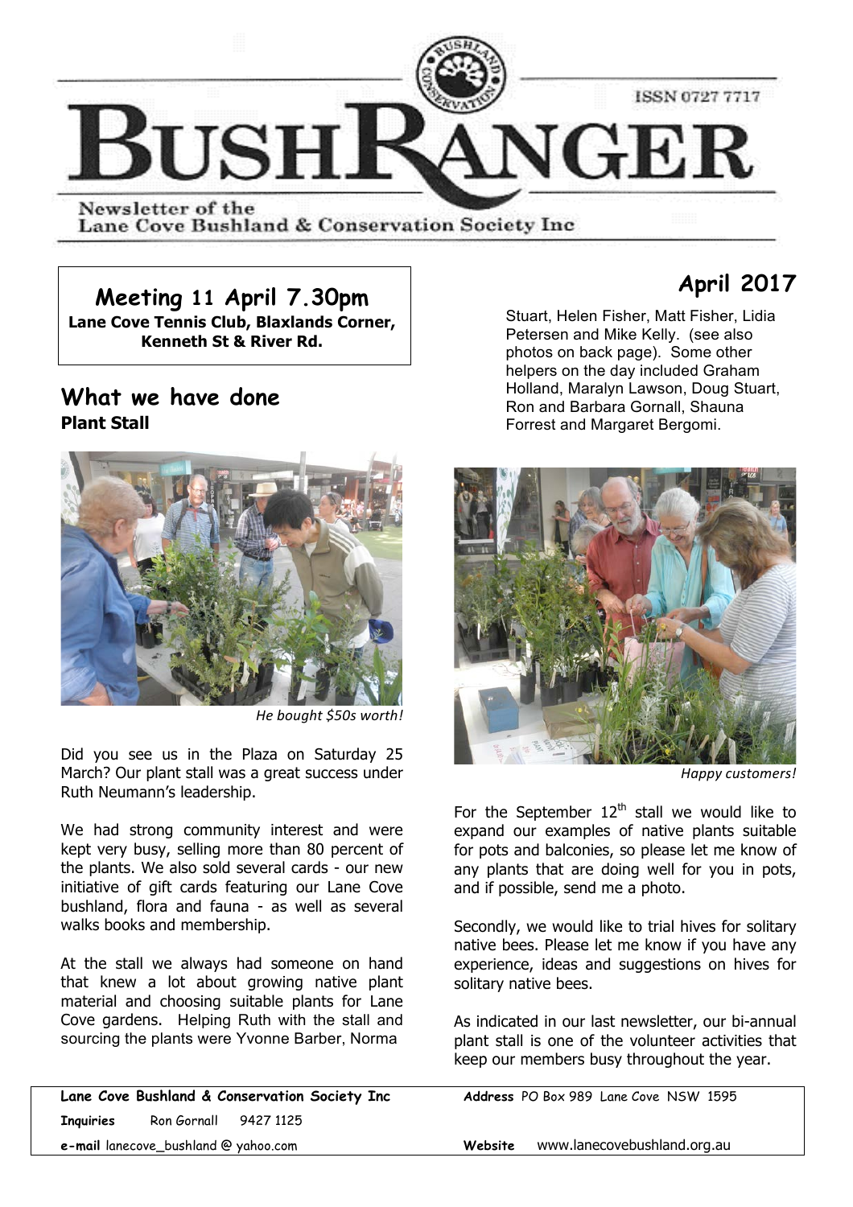# BUSHRANGER

ISSN 0727 7717

Newsletter of the Lane Cove Bushland & Conservation Society Inc

## April 2017

**Meeting 11 April 7.30pm**
**Lane Cove Tennis Club, Blaxlands Corner, Kenneth St & River Rd.**

## What we have done

### Plant Stall

*He bought $50s worth!*

Did you see us in the Plaza on Saturday 25 March? Our plant stall was a great success under Ruth Neumann's leadership.

We had strong community interest and were kept very busy, selling more than 80 percent of the plants. We also sold several cards - our new initiative of gift cards featuring our Lane Cove bushland, flora and fauna - as well as several walks books and membership.

At the stall we always had someone on hand that knew a lot about growing native plant material and choosing suitable plants for Lane Cove gardens. Helping Ruth with the stall and sourcing the plants were Yvonne Barber, Norma Stuart, Helen Fisher, Matt Fisher, Lidia Petersen and Mike Kelly. (see also photos on back page). Some other helpers on the day included Graham Holland, Maralyn Lawson, Doug Stuart, Ron and Barbara Gornall, Shauna Forrest and Margaret Bergomi.

*Happy customers!*

For the September 12th stall we would like to expand our examples of native plants suitable for pots and balconies, so please let me know of any plants that are doing well for you in pots, and if possible, send me a photo.

Secondly, we would like to trial hives for solitary native bees. Please let me know if you have any experience, ideas and suggestions on hives for solitary native bees.

As indicated in our last newsletter, our bi-annual plant stall is one of the volunteer activities that keep our members busy throughout the year.

---

**Lane Cove Bushland & Conservation Society Inc** | **Address** PO Box 989 Lane Cove NSW 1595
**Inquiries** Ron Gornall 9427 1125
**e-mail** lanecove_bushland @ yahoo.com | **Website** www.lanecovebushland.org.au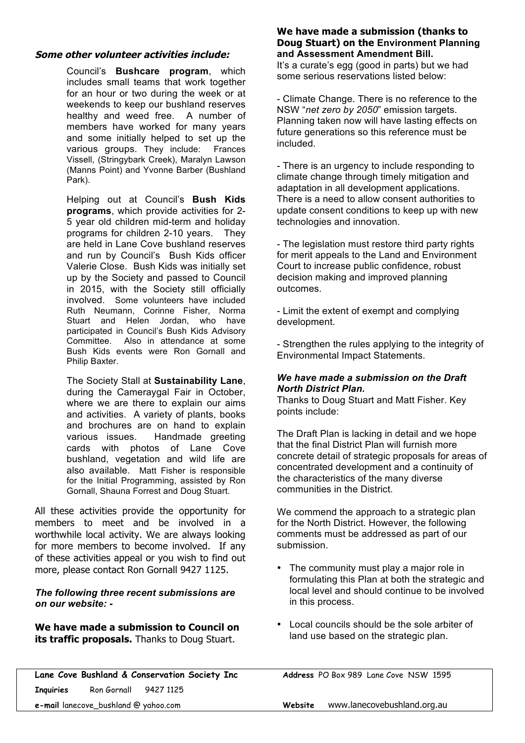### *Some other volunteer activities include:*

Council's **Bushcare program**, which includes small teams that work together for an hour or two during the week or at weekends to keep our bushland reserves healthy and weed free. A number of members have worked for many years and some initially helped to set up the various groups. They include: Frances Vissell, (Stringybark Creek), Maralyn Lawson (Manns Point) and Yvonne Barber (Bushland Park).

Helping out at Council's **Bush Kids programs**, which provide activities for 2-5 year old children mid-term and holiday programs for children 2-10 years. They are held in Lane Cove bushland reserves and run by Council's Bush Kids officer Valerie Close. Bush Kids was initially set up by the Society and passed to Council in 2015, with the Society still officially involved. Some volunteers have included Ruth Neumann, Corinne Fisher, Norma Stuart and Helen Jordan, who have participated in Council's Bush Kids Advisory Committee. Also in attendance at some Bush Kids events were Ron Gornall and Philip Baxter.

The Society Stall at **Sustainability Lane**, during the Cameraygal Fair in October, where we are there to explain our aims and activities. A variety of plants, books and brochures are on hand to explain various issues. Handmade greeting cards with photos of Lane Cove bushland, vegetation and wild life are also available. Matt Fisher is responsible for the Initial Programming, assisted by Ron Gornall, Shauna Forrest and Doug Stuart.

All these activities provide the opportunity for members to meet and be involved in a worthwhile local activity. We are always looking for more members to become involved. If any of these activities appeal or you wish to find out more, please contact Ron Gornall 9427 1125.

### *The following three recent submissions are on our website: -*

**We have made a submission to Council on its traffic proposals.** Thanks to Doug Stuart.

**We have made a submission (thanks to Doug Stuart) on the Environment Planning and Assessment Amendment Bill.**
It's a curate's egg (good in parts) but we had some serious reservations listed below:

- Climate Change. There is no reference to the NSW "*net zero by 2050*" emission targets. Planning taken now will have lasting effects on future generations so this reference must be included.

- There is an urgency to include responding to climate change through timely mitigation and adaptation in all development applications. There is a need to allow consent authorities to update consent conditions to keep up with new technologies and innovation.

- The legislation must restore third party rights for merit appeals to the Land and Environment Court to increase public confidence, robust decision making and improved planning outcomes.

- Limit the extent of exempt and complying development.

- Strengthen the rules applying to the integrity of Environmental Impact Statements.

***We have made a submission on the Draft North District Plan.***
Thanks to Doug Stuart and Matt Fisher. Key points include:

The Draft Plan is lacking in detail and we hope that the final District Plan will furnish more concrete detail of strategic proposals for areas of concentrated development and a continuity of the characteristics of the many diverse communities in the District.

We commend the approach to a strategic plan for the North District. However, the following comments must be addressed as part of our submission.

- The community must play a major role in formulating this Plan at both the strategic and local level and should continue to be involved in this process.
- Local councils should be the sole arbiter of land use based on the strategic plan.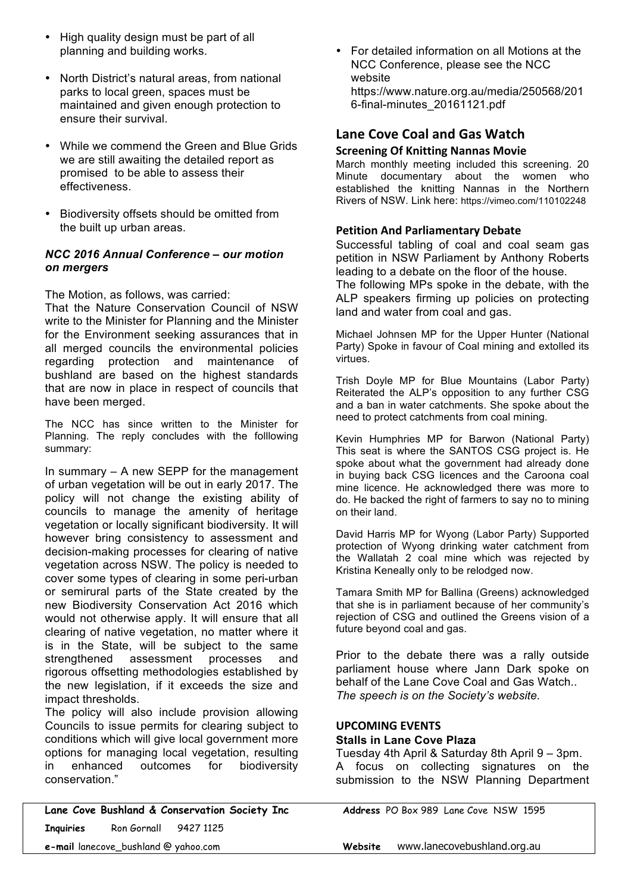- High quality design must be part of all planning and building works.
- North District's natural areas, from national parks to local green, spaces must be maintained and given enough protection to ensure their survival.
- While we commend the Green and Blue Grids we are still awaiting the detailed report as promised to be able to assess their effectiveness.
- Biodiversity offsets should be omitted from the built up urban areas.

### *NCC 2016 Annual Conference – our motion on mergers*

The Motion, as follows, was carried:
That the Nature Conservation Council of NSW write to the Minister for Planning and the Minister for the Environment seeking assurances that in all merged councils the environmental policies regarding protection and maintenance of bushland are based on the highest standards that are now in place in respect of councils that have been merged.

The NCC has since written to the Minister for Planning. The reply concludes with the folllowing summary:

In summary – A new SEPP for the management of urban vegetation will be out in early 2017. The policy will not change the existing ability of councils to manage the amenity of heritage vegetation or locally significant biodiversity. It will however bring consistency to assessment and decision-making processes for clearing of native vegetation across NSW. The policy is needed to cover some types of clearing in some peri-urban or semirural parts of the State created by the new Biodiversity Conservation Act 2016 which would not otherwise apply. It will ensure that all clearing of native vegetation, no matter where it is in the State, will be subject to the same strengthened assessment processes and rigorous offsetting methodologies established by the new legislation, if it exceeds the size and impact thresholds.
The policy will also include provision allowing Councils to issue permits for clearing subject to conditions which will give local government more options for managing local vegetation, resulting in enhanced outcomes for biodiversity conservation."

- For detailed information on all Motions at the NCC Conference, please see the NCC website https://www.nature.org.au/media/250568/2016-final-minutes_20161121.pdf

## Lane Cove Coal and Gas Watch

### Screening Of Knitting Nannas Movie

March monthly meeting included this screening. 20 Minute documentary about the women who established the knitting Nannas in the Northern Rivers of NSW. Link here: https://vimeo.com/110102248

### Petition And Parliamentary Debate

Successful tabling of coal and coal seam gas petition in NSW Parliament by Anthony Roberts leading to a debate on the floor of the house.
The following MPs spoke in the debate, with the ALP speakers firming up policies on protecting land and water from coal and gas.

Michael Johnsen MP for the Upper Hunter (National Party) Spoke in favour of Coal mining and extolled its virtues.

Trish Doyle MP for Blue Mountains (Labor Party) Reiterated the ALP's opposition to any further CSG and a ban in water catchments. She spoke about the need to protect catchments from coal mining.

Kevin Humphries MP for Barwon (National Party) This seat is where the SANTOS CSG project is. He spoke about what the government had already done in buying back CSG licences and the Caroona coal mine licence. He acknowledged there was more to do. He backed the right of farmers to say no to mining on their land.

David Harris MP for Wyong (Labor Party) Supported protection of Wyong drinking water catchment from the Wallatah 2 coal mine which was rejected by Kristina Keneally only to be relodged now.

Tamara Smith MP for Ballina (Greens) acknowledged that she is in parliament because of her community's rejection of CSG and outlined the Greens vision of a future beyond coal and gas.

Prior to the debate there was a rally outside parliament house where Jann Dark spoke on behalf of the Lane Cove Coal and Gas Watch..
*The speech is on the Society's website.*

### UPCOMING EVENTS

**Stalls in Lane Cove Plaza**
Tuesday 4th April & Saturday 8th April 9 – 3pm.
A focus on collecting signatures on the submission to the NSW Planning Department

**Lane Cove Bushland & Conservation Society Inc** — **Address** PO Box 989 Lane Cove NSW 1595
**Inquiries** Ron Gornall 9427 1125
**e-mail** lanecove_bushland @ yahoo.com — **Website** www.lanecovebushland.org.au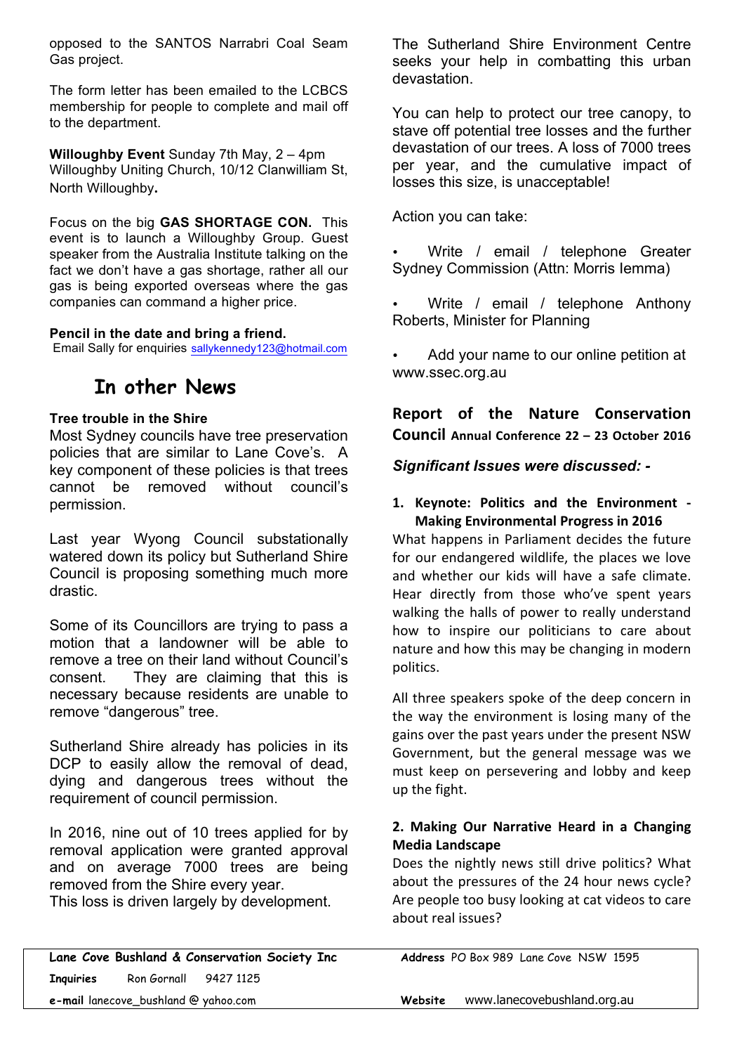opposed to the SANTOS Narrabri Coal Seam Gas project.

The form letter has been emailed to the LCBCS membership for people to complete and mail off to the department.

**Willoughby Event** Sunday 7th May, 2 – 4pm
Willoughby Uniting Church, 10/12 Clanwilliam St, North Willoughby**.**

Focus on the big **GAS SHORTAGE CON.** This event is to launch a Willoughby Group. Guest speaker from the Australia Institute talking on the fact we don't have a gas shortage, rather all our gas is being exported overseas where the gas companies can command a higher price.

**Pencil in the date and bring a friend.**
Email Sally for enquiries sallykennedy123@hotmail.com

# In other News

**Tree trouble in the Shire**
Most Sydney councils have tree preservation policies that are similar to Lane Cove's. A key component of these policies is that trees cannot be removed without council's permission.

Last year Wyong Council substationally watered down its policy but Sutherland Shire Council is proposing something much more drastic.

Some of its Councillors are trying to pass a motion that a landowner will be able to remove a tree on their land without Council's consent. They are claiming that this is necessary because residents are unable to remove "dangerous" tree.

Sutherland Shire already has policies in its DCP to easily allow the removal of dead, dying and dangerous trees without the requirement of council permission.

In 2016, nine out of 10 trees applied for by removal application were granted approval and on average 7000 trees are being removed from the Shire every year.
This loss is driven largely by development.

The Sutherland Shire Environment Centre seeks your help in combatting this urban devastation.

You can help to protect our tree canopy, to stave off potential tree losses and the further devastation of our trees. A loss of 7000 trees per year, and the cumulative impact of losses this size, is unacceptable!

Action you can take:

- Write / email / telephone Greater Sydney Commission (Attn: Morris Iemma)
- Write / email / telephone Anthony Roberts, Minister for Planning
- Add your name to our online petition at www.ssec.org.au

## Report of the Nature Conservation Council Annual Conference 22 – 23 October 2016

***Significant Issues were discussed: -***

1. **Keynote: Politics and the Environment - Making Environmental Progress in 2016**

What happens in Parliament decides the future for our endangered wildlife, the places we love and whether our kids will have a safe climate. Hear directly from those who've spent years walking the halls of power to really understand how to inspire our politicians to care about nature and how this may be changing in modern politics.

All three speakers spoke of the deep concern in the way the environment is losing many of the gains over the past years under the present NSW Government, but the general message was we must keep on persevering and lobby and keep up the fight.

2. **Making Our Narrative Heard in a Changing Media Landscape**

Does the nightly news still drive politics? What about the pressures of the 24 hour news cycle? Are people too busy looking at cat videos to care about real issues?

| **Lane Cove Bushland & Conservation Society Inc** | **Address** PO Box 989 Lane Cove NSW 1595 |
|---|---|
| **Inquiries** Ron Gornall 9427 1125 | |
| **e-mail** lanecove_bushland @ yahoo.com | **Website** www.lanecovebushland.org.au |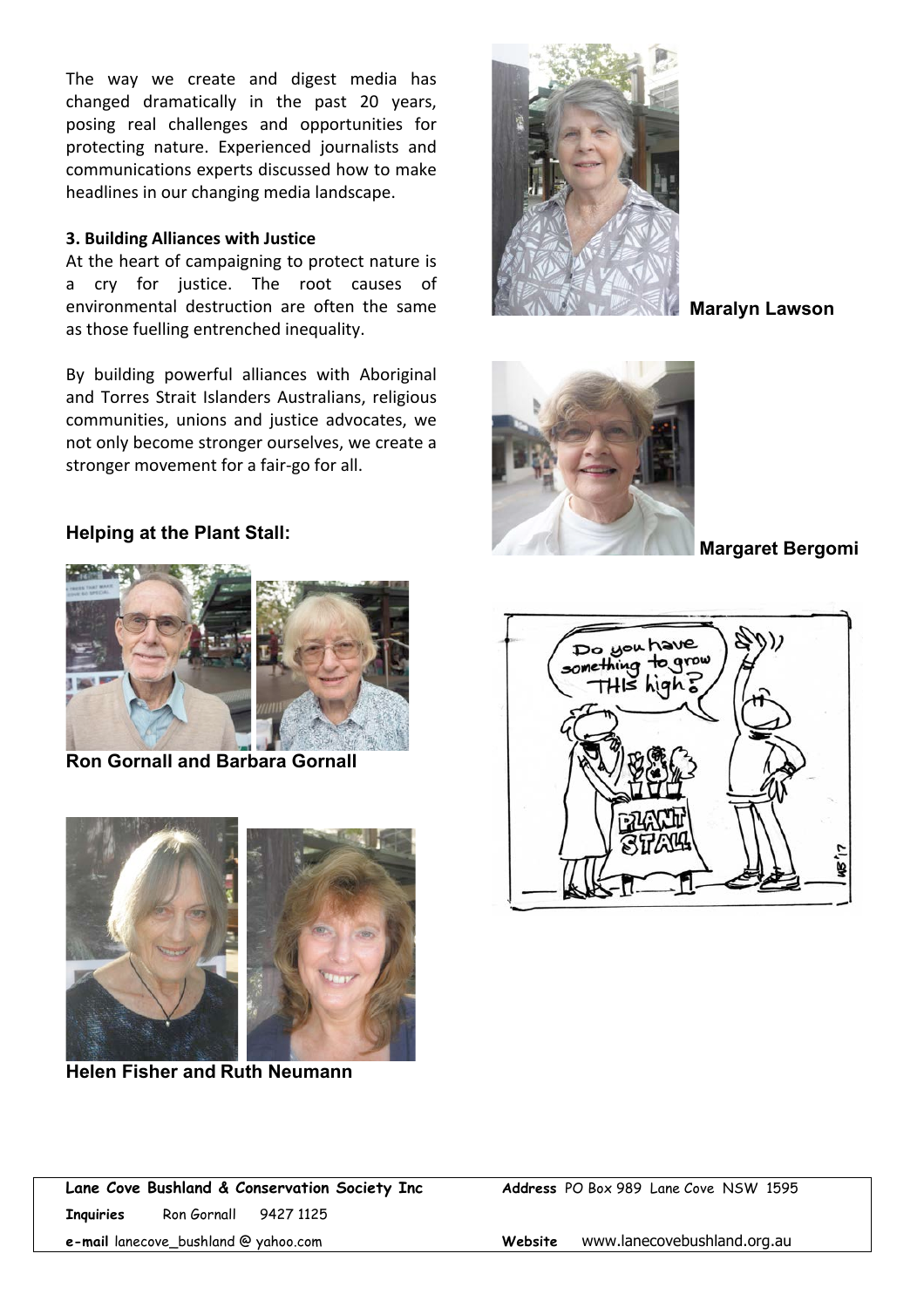The way we create and digest media has changed dramatically in the past 20 years, posing real challenges and opportunities for protecting nature. Experienced journalists and communications experts discussed how to make headlines in our changing media landscape.

**3. Building Alliances with Justice**

At the heart of campaigning to protect nature is a cry for justice. The root causes of environmental destruction are often the same as those fuelling entrenched inequality.

By building powerful alliances with Aboriginal and Torres Strait Islanders Australians, religious communities, unions and justice advocates, we not only become stronger ourselves, we create a stronger movement for a fair-go for all.

### Helping at the Plant Stall:

**Ron Gornall and Barbara Gornall**

**Helen Fisher and Ruth Neumann**

**Maralyn Lawson**

**Margaret Bergomi**

| | |
|---|---|
| **Lane Cove Bushland & Conservation Society Inc** | **Address** PO Box 989 Lane Cove NSW 1595 |
| **Inquiries** Ron Gornall 9427 1125 | |
| **e-mail** lanecove_bushland @ yahoo.com | **Website** www.lanecovebushland.org.au |